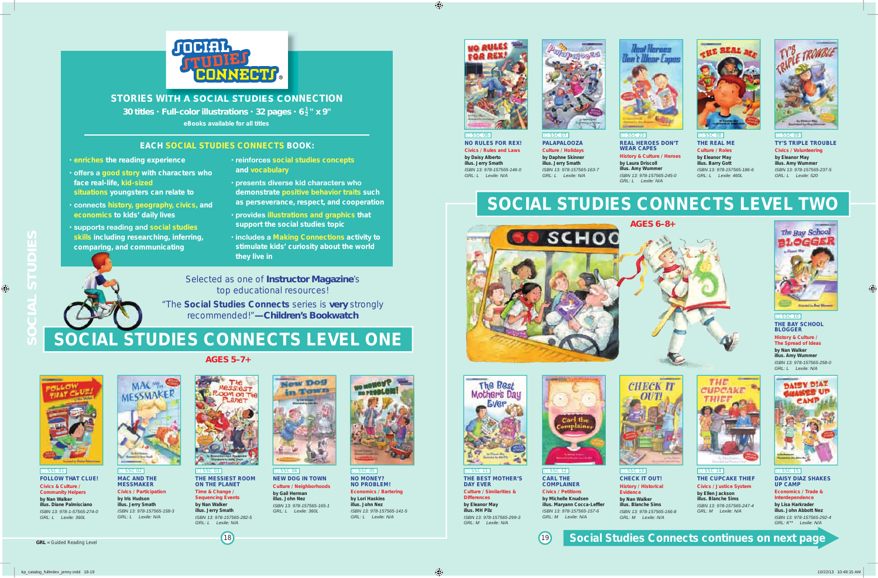# SOCIAL STUDIES CONNECTS

## STORIES WITH A SOCIAL STUDIES CONNECTION

**30 titles · Full-color illustrations · 32 pages · $6\frac{1}{2}$" x 9"**

**eBooks available for all titles**

### EACH SOCIAL STUDIES CONNECTS BOOK:

- enriches the reading experience
- offers a good story with characters who face real-life, kid-sized situations youngsters can relate to
- connects history, geography, civics, and economics to kids' daily lives
- supports reading and social studies skills including researching, inferring, comparing, and communicating
- reinforces social studies concepts and vocabulary
- presents diverse kid characters who demonstrate positive behavior traits such as perseverance, respect, and cooperation
- provides illustrations and graphics that support the social studies topic
- includes a Making Connections activity to stimulate kids' curiosity about the world they live in

Selected as one of **Instructor Magazine**'s top educational resources!

"The **Social Studies Connects** series is **very** strongly recommended!"**—Children's Bookwatch**

## SOCIAL STUDIES CONNECTS LEVEL ONE

**AGES 5–7+**

☐ SSC 01
**FOLLOW THAT CLUE!**
Civics & Culture / Community Helpers
by Nan Walker
illus. Diane Palmisciano
*ISBN 13: 978-1-57565-274-0*
*GRL: L Lexile: 360L*

☐ SSC 02
**MAC AND THE MESSMAKER**
Civics / Participation
by Iris Hudson
illus. Jerry Smath
*ISBN 13: 978-157565-158-3*
*GRL: L Lexile: N/A*

☐ SSC 03
**THE MESSIEST ROOM ON THE PLANET**
Time & Change / Sequencing Events
by Nan Walker
illus. Jerry Smath
*ISBN 13: 978-157565-282-5*
*GRL: L Lexile: N/A*

☐ SSC 04
**NEW DOG IN TOWN**
Culture / Neighborhoods
by Gail Herman
illus. John Nez
*ISBN 13: 978-157565-165-1*
*GRL: L Lexile: 360L*

☐ SSC 05
**NO MONEY? NO PROBLEM!**
Economics / Bartering
by Lori Haskins
illus. John Nez
*ISBN 13: 978-157565-141-5*
*GRL: L Lexile: N/A*

☐ SSC 06
**NO RULES FOR REX!**
Civics / Rules and Laws
by Daisy Alberto
illus. Jerry Smath
*ISBN 13: 978-157565-146-0*
*GRL: L Lexile: N/A*

☐ SSC 07
**PALAPALOOZA**
Culture / Holidays
by Daphne Skinner
illus. Jerry Smath
*ISBN 13: 978-157565-163-7*
*GRL: L Lexile: N/A*

☐ SSC 23
**REAL HEROES DON'T WEAR CAPES**
History & Culture / Heroes
by Laura Driscoll
illus. Amy Wummer
*ISBN 13: 978-157565-245-0*
*GRL: L Lexile: N/A*

☐ SSC 08
**THE REAL ME**
Culture / Roles
by Eleanor May
illus. Barry Gott
*ISBN 13: 978-157565-186-6*
*GRL: L Lexile: 460L*

☐ SSC 09
**TY'S TRIPLE TROUBLE**
Civics / Volunteering
by Eleanor May
illus. Amy Wummer
*ISBN 13: 978-157565-237-5*
*GRL: L Lexile: 520*

## SOCIAL STUDIES CONNECTS LEVEL TWO

**AGES 6–8+**

☐ SSC 10
**THE BAY SCHOOL BLOGGER**
History & Culture / The Spread of Ideas
by Nan Walker
illus. Amy Wummer
*ISBN 13: 978-157565-258-0*
*GRL: L Lexile: N/A*

☐ SSC 11
**THE BEST MOTHER'S DAY EVER**
Culture / Similarities & Differences
by Eleanor May
illus. MH Pilz
*ISBN 13: 978-157565-299-3*
*GRL: M Lexile: N/A*

☐ SSC 12
**CARL THE COMPLAINER**
Civics / Petitions
by Michelle Knudsen
illus. Maryann Cocca-Leffler
*ISBN 13: 978-157565-157-6*
*GRL: M Lexile: N/A*

☐ SSC 13
**CHECK IT OUT!**
History / Historical Evidence
by Nan Walker
illus. Blanche Sims
*ISBN 13: 978-157565-166-8*
*GRL: M Lexile: N/A*

☐ SSC 14
**THE CUPCAKE THIEF**
Civics / Justice System
by Ellen Jackson
illus. Blanche Sims
*ISBN 13: 978-157565-247-4*
*GRL: M Lexile: N/A*

☐ SSC 15
**DAISY DIAZ SHAKES UP CAMP**
Economics / Trade & Interdependence
by Lisa Harkrader
illus. John Abbott Nez
*ISBN 13: 978-157565-292-4*
*GRL: K** Lexile: N/A*

**Social Studies Connects continues on next page**

**GRL** = Guided Reading Level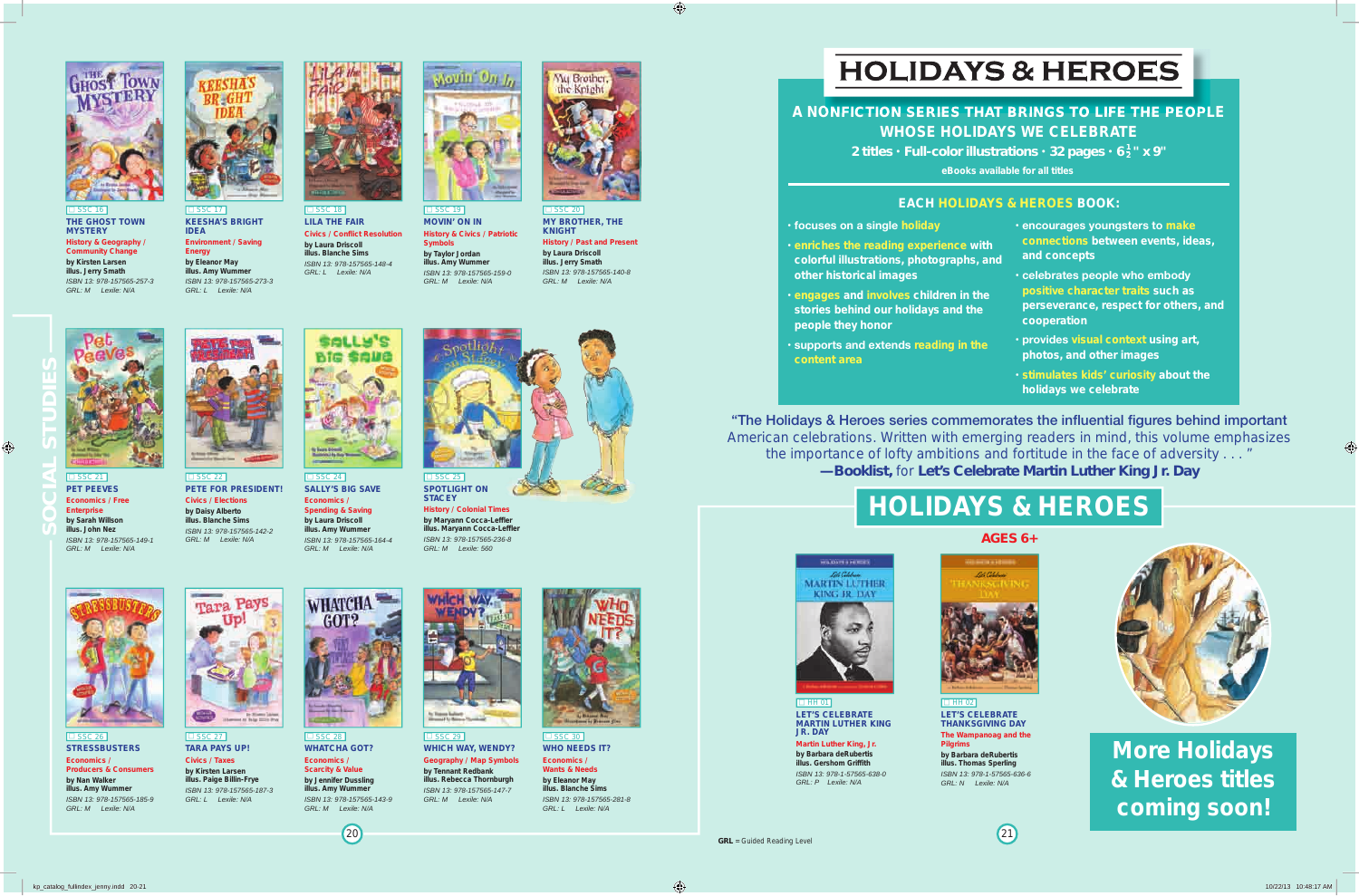SOCIAL STUDIES

SSC 16
**THE GHOST TOWN MYSTERY**
History & Geography / Community Change
by Kirsten Larsen
illus. Jerry Smath
ISBN 13: 978-157565-257-3
GRL: M Lexile: N/A

SSC 17
**KEESHA'S BRIGHT IDEA**
Environment / Saving Energy
by Eleanor May
illus. Amy Wummer
ISBN 13: 978-157565-273-3
GRL: L Lexile: N/A

SSC 18
**LILA THE FAIR**
Civics / Conflict Resolution
by Laura Driscoll
illus. Blanche Sims
ISBN 13: 978-157565-148-4
GRL: L Lexile: N/A

SSC 19
**MOVIN' ON IN**
History & Civics / Patriotic Symbols
by Taylor Jordan
illus. Amy Wummer
ISBN 13: 978-157565-159-0
GRL: M Lexile: N/A

SSC 20
**MY BROTHER, THE KNIGHT**
History / Past and Present
by Laura Driscoll
illus. Jerry Smath
ISBN 13: 978-157565-140-8
GRL: M Lexile: N/A

SSC 21
**PET PEEVES**
Economics / Free Enterprise
by Sarah Willson
illus. John Nez
ISBN 13: 978-157565-149-1
GRL: M Lexile: N/A

SSC 22
**PETE FOR PRESIDENT!**
Civics / Elections
by Daisy Alberto
illus. Blanche Sims
ISBN 13: 978-157565-142-2
GRL: M Lexile: N/A

SSC 24
**SALLY'S BIG SAVE**
Economics / Spending & Saving
by Laura Driscoll
illus. Amy Wummer
ISBN 13: 978-157565-164-4
GRL: M Lexile: N/A

SSC 25
**SPOTLIGHT ON STACEY**
History / Colonial Times
by Maryann Cocca-Leffler
illus. Maryann Cocca-Leffler
ISBN 13: 978-157565-236-8
GRL: M Lexile: 560

SSC 26
**STRESSBUSTERS**
Economics / Producers & Consumers
by Nan Walker
illus. Amy Wummer
ISBN 13: 978-157565-185-9
GRL: M Lexile: N/A

SSC 27
**TARA PAYS UP!**
Civics / Taxes
by Kirsten Larsen
illus. Paige Billin-Frye
ISBN 13: 978-157565-187-3
GRL: L Lexile: N/A

SSC 28
**WHATCHA GOT?**
Economics / Scarcity & Value
by Jennifer Dussling
illus. Amy Wummer
ISBN 13: 978-157565-143-9
GRL: M Lexile: N/A

SSC 29
**WHICH WAY, WENDY?**
Geography / Map Symbols
by Tennant Redbank
illus. Rebecca Thornburgh
ISBN 13: 978-157565-147-7
GRL: M Lexile: N/A

SSC 30
**WHO NEEDS IT?**
Economics / Wants & Needs
by Eleanor May
illus. Blanche Sims
ISBN 13: 978-157565-281-8
GRL: L Lexile: N/A

# HOLIDAYS & HEROES

## A NONFICTION SERIES THAT BRINGS TO LIFE THE PEOPLE WHOSE HOLIDAYS WE CELEBRATE

**2 titles · Full-color illustrations · 32 pages · 6½" x 9"**

eBooks available for all titles

### EACH HOLIDAYS & HEROES BOOK:

- focuses on a single holiday
- enriches the reading experience with colorful illustrations, photographs, and other historical images
- engages and involves children in the stories behind our holidays and the people they honor
- supports and extends reading in the content area
- encourages youngsters to make connections between events, ideas, and concepts
- celebrates people who embody positive character traits such as perseverance, respect for others, and cooperation
- provides visual context using art, photos, and other images
- stimulates kids' curiosity about the holidays we celebrate

"The Holidays & Heroes series commemorates the influential figures behind important American celebrations. Written with emerging readers in mind, this volume emphasizes the importance of lofty ambitions and fortitude in the face of adversity . . ."
**—Booklist,** for **Let's Celebrate Martin Luther King Jr. Day**

## HOLIDAYS & HEROES

**AGES 6+**

HH 01
**LET'S CELEBRATE MARTIN LUTHER KING JR. DAY**
Martin Luther King, Jr.
by Barbara deRubertis
illus. Gershom Griffith
ISBN 13: 978-1-57565-638-0
GRL: P Lexile: N/A

HH 02
**LET'S CELEBRATE THANKSGIVING DAY**
The Wampanoag and the Pilgrims
by Barbara deRubertis
illus. Thomas Sperling
ISBN 13: 978-1-57565-636-6
GRL: N Lexile: N/A

**More Holidays & Heroes titles coming soon!**

**GRL** = Guided Reading Level